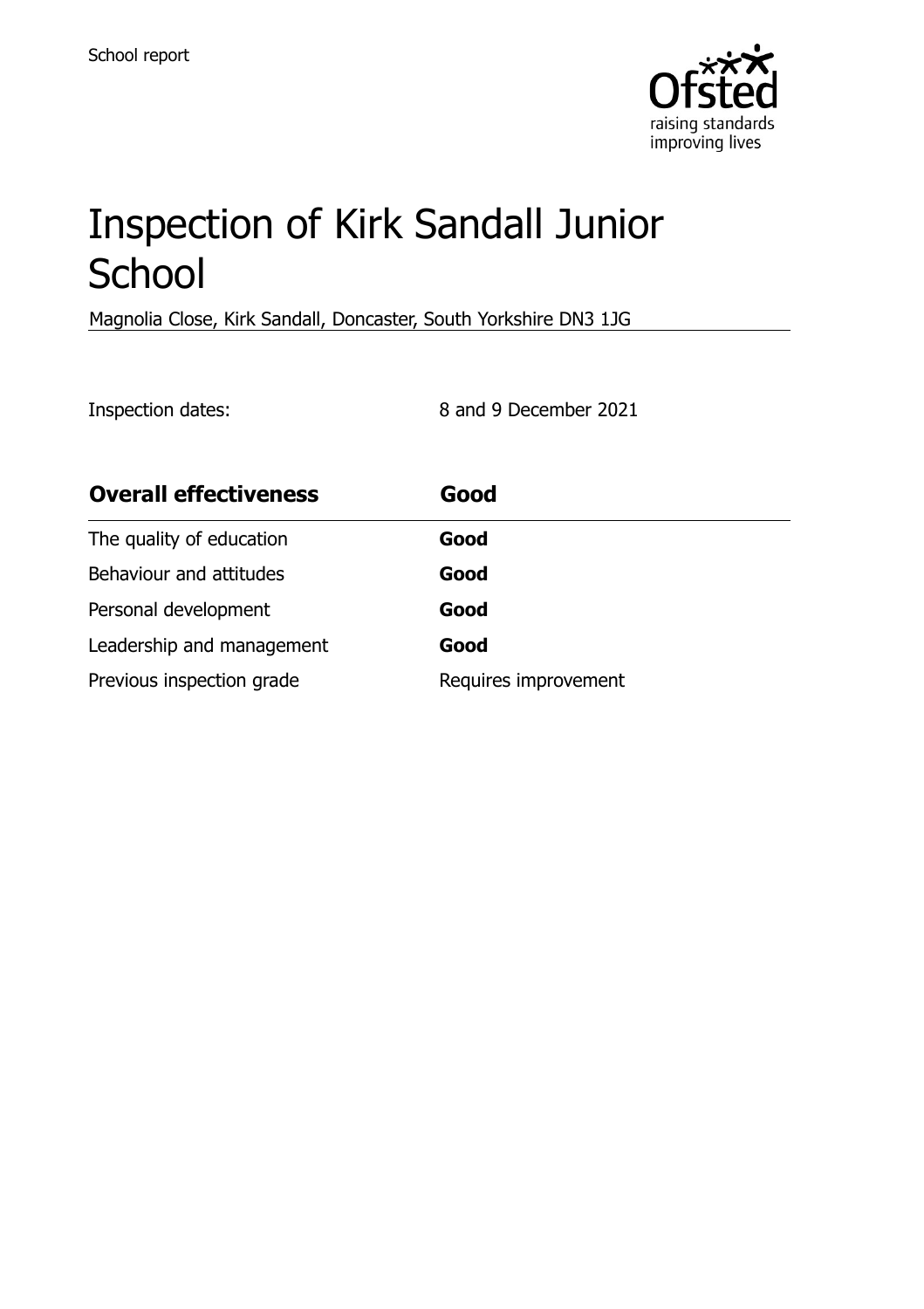School report

# Inspection of Kirk Sandall Junior School

Magnolia Close, Kirk Sandall, Doncaster, South Yorkshire DN3 1JG

Inspection dates: 8 and 9 December 2021

| **Overall effectiveness** | **Good** |
| --- | --- |
| The quality of education | **Good** |
| Behaviour and attitudes | **Good** |
| Personal development | **Good** |
| Leadership and management | **Good** |
| Previous inspection grade | Requires improvement |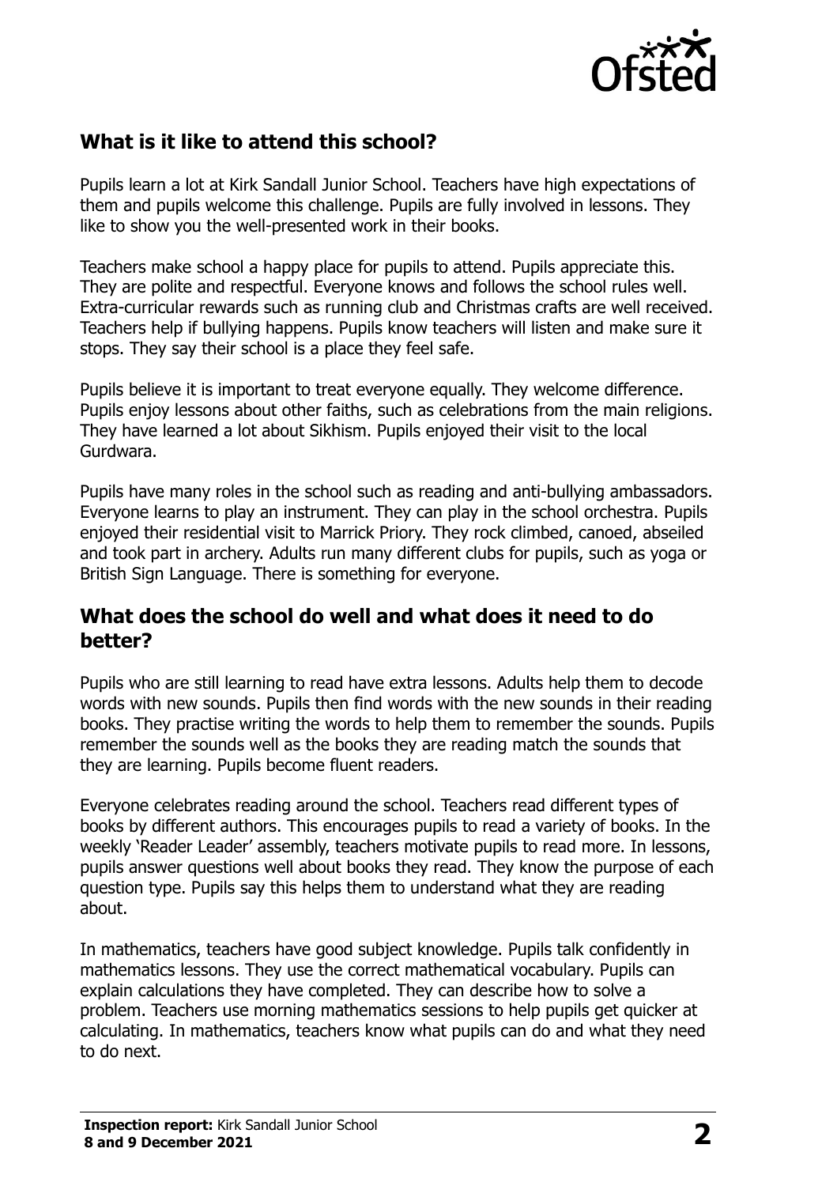## What is it like to attend this school?

Pupils learn a lot at Kirk Sandall Junior School. Teachers have high expectations of them and pupils welcome this challenge. Pupils are fully involved in lessons. They like to show you the well-presented work in their books.

Teachers make school a happy place for pupils to attend. Pupils appreciate this. They are polite and respectful. Everyone knows and follows the school rules well. Extra-curricular rewards such as running club and Christmas crafts are well received. Teachers help if bullying happens. Pupils know teachers will listen and make sure it stops. They say their school is a place they feel safe.

Pupils believe it is important to treat everyone equally. They welcome difference. Pupils enjoy lessons about other faiths, such as celebrations from the main religions. They have learned a lot about Sikhism. Pupils enjoyed their visit to the local Gurdwara.

Pupils have many roles in the school such as reading and anti-bullying ambassadors. Everyone learns to play an instrument. They can play in the school orchestra. Pupils enjoyed their residential visit to Marrick Priory. They rock climbed, canoed, abseiled and took part in archery. Adults run many different clubs for pupils, such as yoga or British Sign Language. There is something for everyone.

## What does the school do well and what does it need to do better?

Pupils who are still learning to read have extra lessons. Adults help them to decode words with new sounds. Pupils then find words with the new sounds in their reading books. They practise writing the words to help them to remember the sounds. Pupils remember the sounds well as the books they are reading match the sounds that they are learning. Pupils become fluent readers.

Everyone celebrates reading around the school. Teachers read different types of books by different authors. This encourages pupils to read a variety of books. In the weekly 'Reader Leader' assembly, teachers motivate pupils to read more. In lessons, pupils answer questions well about books they read. They know the purpose of each question type. Pupils say this helps them to understand what they are reading about.

In mathematics, teachers have good subject knowledge. Pupils talk confidently in mathematics lessons. They use the correct mathematical vocabulary. Pupils can explain calculations they have completed. They can describe how to solve a problem. Teachers use morning mathematics sessions to help pupils get quicker at calculating. In mathematics, teachers know what pupils can do and what they need to do next.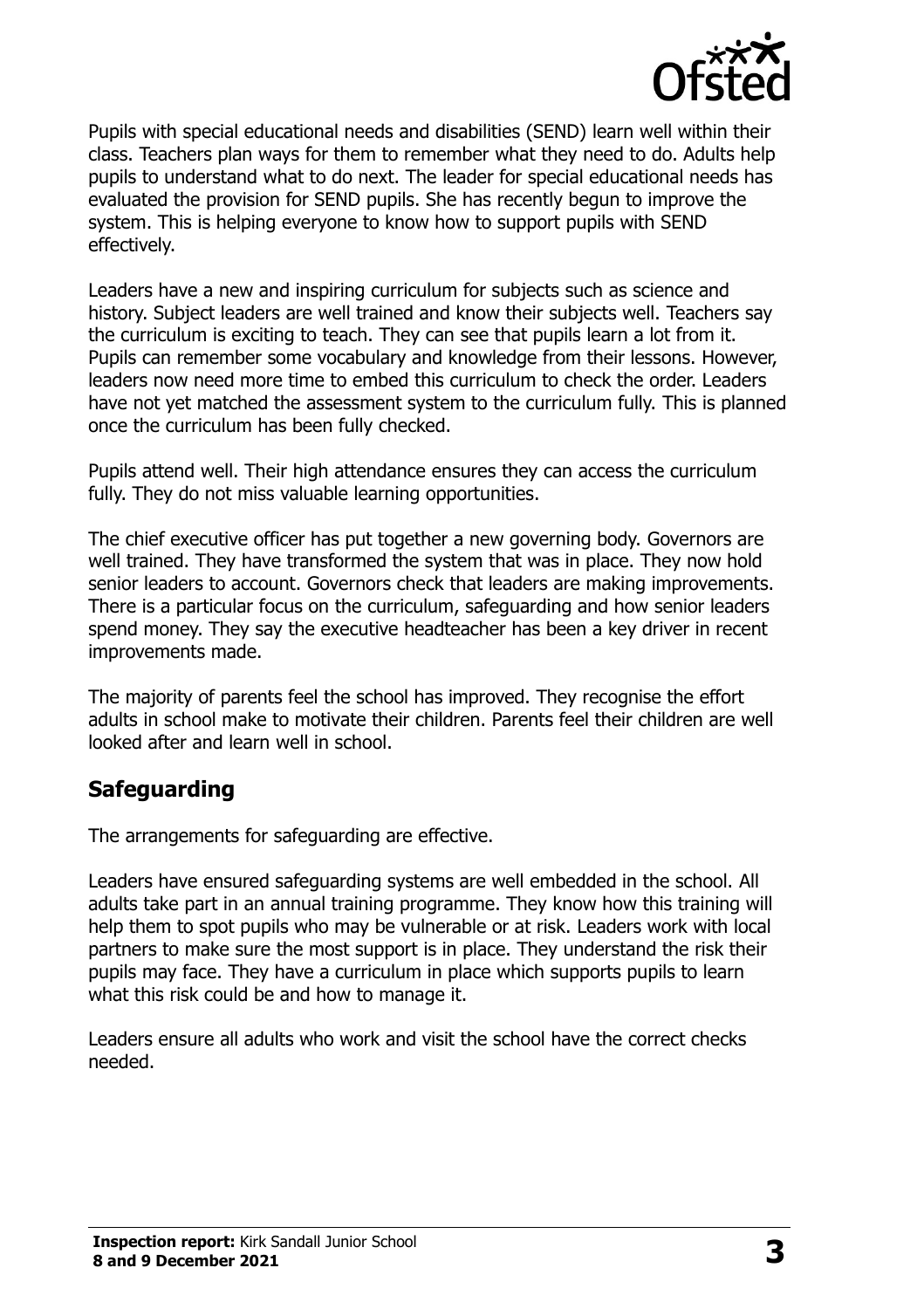Pupils with special educational needs and disabilities (SEND) learn well within their class. Teachers plan ways for them to remember what they need to do. Adults help pupils to understand what to do next. The leader for special educational needs has evaluated the provision for SEND pupils. She has recently begun to improve the system. This is helping everyone to know how to support pupils with SEND effectively.

Leaders have a new and inspiring curriculum for subjects such as science and history. Subject leaders are well trained and know their subjects well. Teachers say the curriculum is exciting to teach. They can see that pupils learn a lot from it. Pupils can remember some vocabulary and knowledge from their lessons. However, leaders now need more time to embed this curriculum to check the order. Leaders have not yet matched the assessment system to the curriculum fully. This is planned once the curriculum has been fully checked.

Pupils attend well. Their high attendance ensures they can access the curriculum fully. They do not miss valuable learning opportunities.

The chief executive officer has put together a new governing body. Governors are well trained. They have transformed the system that was in place. They now hold senior leaders to account. Governors check that leaders are making improvements. There is a particular focus on the curriculum, safeguarding and how senior leaders spend money. They say the executive headteacher has been a key driver in recent improvements made.

The majority of parents feel the school has improved. They recognise the effort adults in school make to motivate their children. Parents feel their children are well looked after and learn well in school.

## Safeguarding

The arrangements for safeguarding are effective.

Leaders have ensured safeguarding systems are well embedded in the school. All adults take part in an annual training programme. They know how this training will help them to spot pupils who may be vulnerable or at risk. Leaders work with local partners to make sure the most support is in place. They understand the risk their pupils may face. They have a curriculum in place which supports pupils to learn what this risk could be and how to manage it.

Leaders ensure all adults who work and visit the school have the correct checks needed.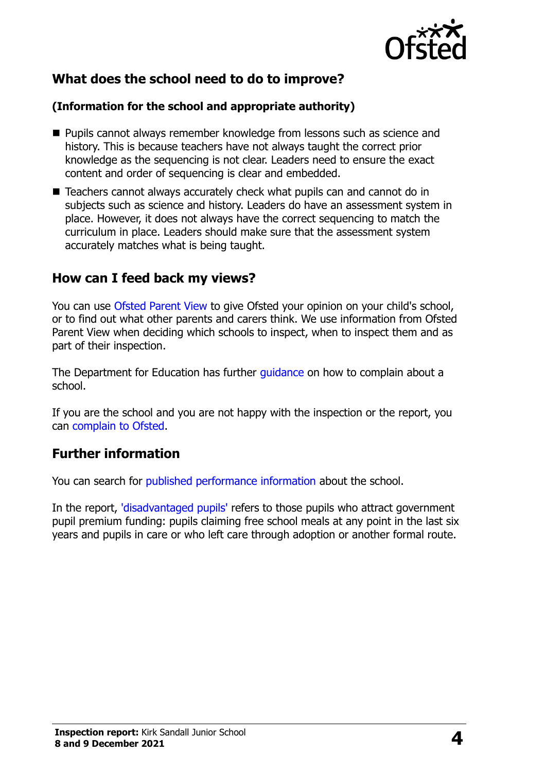## What does the school need to do to improve?

**(Information for the school and appropriate authority)**

- Pupils cannot always remember knowledge from lessons such as science and history. This is because teachers have not always taught the correct prior knowledge as the sequencing is not clear. Leaders need to ensure the exact content and order of sequencing is clear and embedded.
- Teachers cannot always accurately check what pupils can and cannot do in subjects such as science and history. Leaders do have an assessment system in place. However, it does not always have the correct sequencing to match the curriculum in place. Leaders should make sure that the assessment system accurately matches what is being taught.

## How can I feed back my views?

You can use Ofsted Parent View to give Ofsted your opinion on your child's school, or to find out what other parents and carers think. We use information from Ofsted Parent View when deciding which schools to inspect, when to inspect them and as part of their inspection.

The Department for Education has further guidance on how to complain about a school.

If you are the school and you are not happy with the inspection or the report, you can complain to Ofsted.

## Further information

You can search for published performance information about the school.

In the report, 'disadvantaged pupils' refers to those pupils who attract government pupil premium funding: pupils claiming free school meals at any point in the last six years and pupils in care or who left care through adoption or another formal route.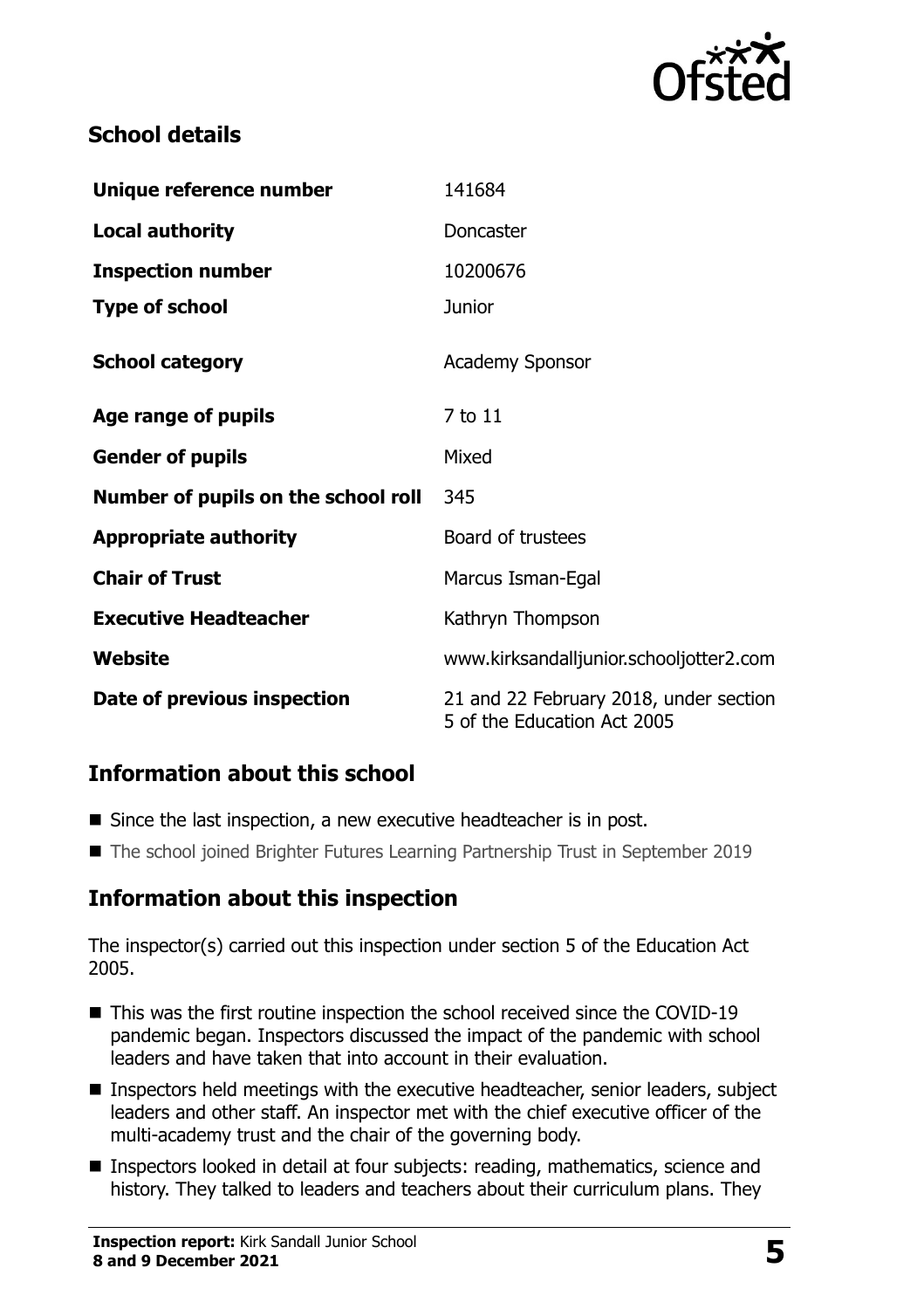## School details

| | |
|---|---|
| **Unique reference number** | 141684 |
| **Local authority** | Doncaster |
| **Inspection number** | 10200676 |
| **Type of school** | Junior |
| **School category** | Academy Sponsor |
| **Age range of pupils** | 7 to 11 |
| **Gender of pupils** | Mixed |
| **Number of pupils on the school roll** | 345 |
| **Appropriate authority** | Board of trustees |
| **Chair of Trust** | Marcus Isman-Egal |
| **Executive Headteacher** | Kathryn Thompson |
| **Website** | www.kirksandalljunior.schooljotter2.com |
| **Date of previous inspection** | 21 and 22 February 2018, under section 5 of the Education Act 2005 |

## Information about this school

- Since the last inspection, a new executive headteacher is in post.
- The school joined Brighter Futures Learning Partnership Trust in September 2019

## Information about this inspection

The inspector(s) carried out this inspection under section 5 of the Education Act 2005.

- This was the first routine inspection the school received since the COVID-19 pandemic began. Inspectors discussed the impact of the pandemic with school leaders and have taken that into account in their evaluation.
- Inspectors held meetings with the executive headteacher, senior leaders, subject leaders and other staff. An inspector met with the chief executive officer of the multi-academy trust and the chair of the governing body.
- Inspectors looked in detail at four subjects: reading, mathematics, science and history. They talked to leaders and teachers about their curriculum plans. They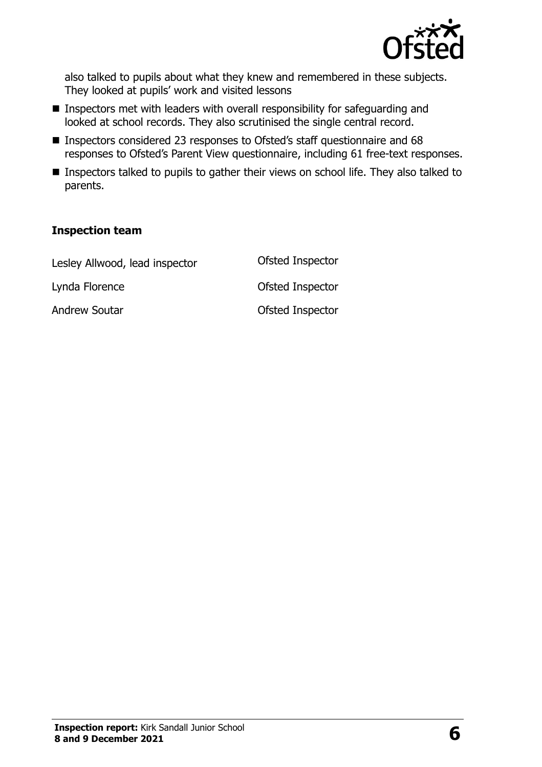also talked to pupils about what they knew and remembered in these subjects. They looked at pupils' work and visited lessons

- Inspectors met with leaders with overall responsibility for safeguarding and looked at school records. They also scrutinised the single central record.
- Inspectors considered 23 responses to Ofsted's staff questionnaire and 68 responses to Ofsted's Parent View questionnaire, including 61 free-text responses.
- Inspectors talked to pupils to gather their views on school life. They also talked to parents.

### Inspection team

| | |
|---|---|
| Lesley Allwood, lead inspector | Ofsted Inspector |
| Lynda Florence | Ofsted Inspector |
| Andrew Soutar | Ofsted Inspector |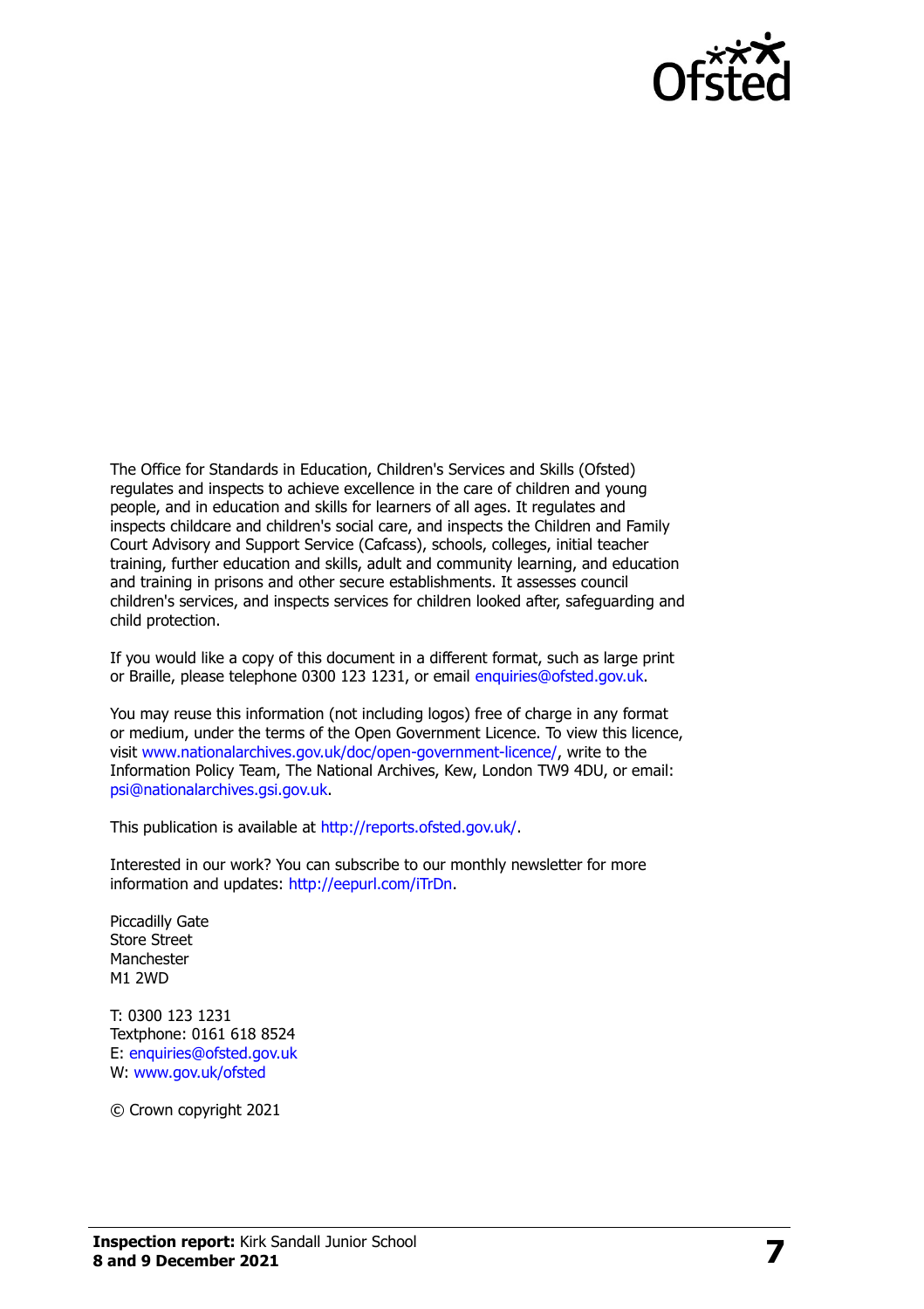The Office for Standards in Education, Children's Services and Skills (Ofsted) regulates and inspects to achieve excellence in the care of children and young people, and in education and skills for learners of all ages. It regulates and inspects childcare and children's social care, and inspects the Children and Family Court Advisory and Support Service (Cafcass), schools, colleges, initial teacher training, further education and skills, adult and community learning, and education and training in prisons and other secure establishments. It assesses council children's services, and inspects services for children looked after, safeguarding and child protection.

If you would like a copy of this document in a different format, such as large print or Braille, please telephone 0300 123 1231, or email enquiries@ofsted.gov.uk.

You may reuse this information (not including logos) free of charge in any format or medium, under the terms of the Open Government Licence. To view this licence, visit www.nationalarchives.gov.uk/doc/open-government-licence/, write to the Information Policy Team, The National Archives, Kew, London TW9 4DU, or email: psi@nationalarchives.gsi.gov.uk.

This publication is available at http://reports.ofsted.gov.uk/.

Interested in our work? You can subscribe to our monthly newsletter for more information and updates: http://eepurl.com/iTrDn.

Piccadilly Gate
Store Street
Manchester
M1 2WD

T: 0300 123 1231
Textphone: 0161 618 8524
E: enquiries@ofsted.gov.uk
W: www.gov.uk/ofsted

© Crown copyright 2021